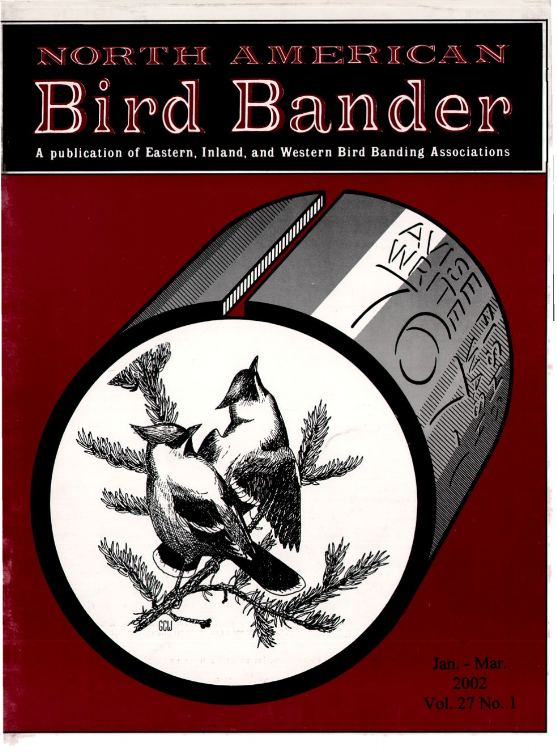# NORTH AMERICAN Bird Bander

A publication of Eastern, Inland, and Western Bird Banding Associations

Jan. - Mar.
2002
Vol. 27 No. 1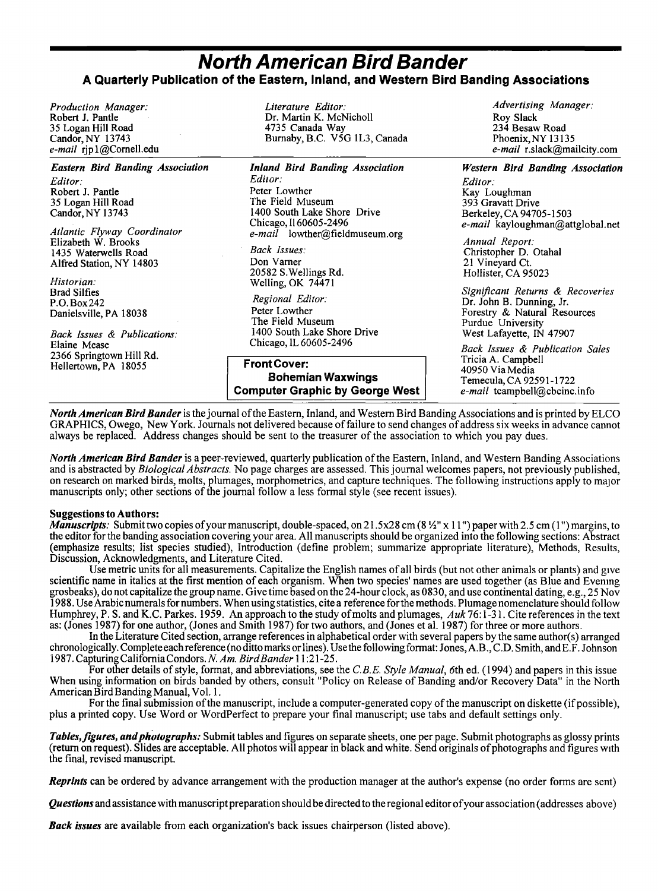# North American Bird Bander

## A Quarterly Publication of the Eastern, Inland, and Western Bird Banding Associations

*Production Manager:*
Robert J. Pantle
35 Logan Hill Road
Candor, NY 13743
*e-mail* rjp1@Cornell.edu

*Literature Editor:*
Dr. Martin K. McNicholl
4735 Canada Way
Burnaby, B.C. V5G 1L3, Canada

*Advertising Manager:*
Roy Slack
234 Besaw Road
Phoenix, NY 13135
*e-mail* r.slack@mailcity.com

***Eastern Bird Banding Association***

*Editor:*
Robert J. Pantle
35 Logan Hill Road
Candor, NY 13743

*Atlantic Flyway Coordinator*
Elizabeth W. Brooks
1435 Waterwells Road
Alfred Station, NY 14803

*Historian:*
Brad Silfies
P.O. Box 242
Danielsville, PA 18038

*Back Issues & Publications:*
Elaine Mease
2366 Springtown Hill Rd.
Hellertown, PA 18055

***Inland Bird Banding Association***

*Editor:*
Peter Lowther
The Field Museum
1400 South Lake Shore Drive
Chicago, Il 60605-2496
*e-mail* lowther@fieldmuseum.org

*Back Issues:*
Don Varner
20582 S.Wellings Rd.
Welling, OK 74471

*Regional Editor:*
Peter Lowther
The Field Museum
1400 South Lake Shore Drive
Chicago, IL 60605-2496

***Western Bird Banding Association***

*Editor:*
Kay Loughman
393 Gravatt Drive
Berkeley, CA 94705-1503
*e-mail* kayloughman@attglobal.net

*Annual Report:*
Christopher D. Otahal
21 Vineyard Ct.
Hollister, CA 95023

*Significant Returns & Recoveries*
Dr. John B. Dunning, Jr.
Forestry & Natural Resources
Purdue University
West Lafayette, IN 47907

*Back Issues & Publication Sales*
Tricia A. Campbell
40950 Via Media
Temecula, CA 92591-1722
*e-mail* tcampbell@cbcinc.info

**Front Cover:**
**Bohemian Waxwings**
**Computer Graphic by George West**

***North American Bird Bander*** is the journal of the Eastern, Inland, and Western Bird Banding Associations and is printed by ELCO GRAPHICS, Owego, New York. Journals not delivered because of failure to send changes of address six weeks in advance cannot always be replaced. Address changes should be sent to the treasurer of the association to which you pay dues.

***North American Bird Bander*** is a peer-reviewed, quarterly publication of the Eastern, Inland, and Western Banding Associations and is abstracted by *Biological Abstracts.* No page charges are assessed. This journal welcomes papers, not previously published, on research on marked birds, molts, plumages, morphometrics, and capture techniques. The following instructions apply to major manuscripts only; other sections of the journal follow a less formal style (see recent issues).

**Suggestions to Authors:**

***Manuscripts:*** Submit two copies of your manuscript, double-spaced, on 21.5x28 cm (8 ½" x 11") paper with 2.5 cm (1") margins, to the editor for the banding association covering your area. All manuscripts should be organized into the following sections: Abstract (emphasize results; list species studied), Introduction (define problem; summarize appropriate literature), Methods, Results, Discussion, Acknowledgments, and Literature Cited.

Use metric units for all measurements. Capitalize the English names of all birds (but not other animals or plants) and give scientific name in italics at the first mention of each organism. When two species' names are used together (as Blue and Evening grosbeaks), do not capitalize the group name. Give time based on the 24-hour clock, as 0830, and use continental dating, e.g., 25 Nov 1988. Use Arabic numerals for numbers. When using statistics, cite a reference for the methods. Plumage nomenclature should follow Humphrey, P. S. and K.C. Parkes. 1959. An approach to the study of molts and plumages, *Auk* 76:1-31. Cite references in the text as: (Jones 1987) for one author, (Jones and Smith 1987) for two authors, and (Jones et al. 1987) for three or more authors.

In the Literature Cited section, arrange references in alphabetical order with several papers by the same author(s) arranged chronologically. Complete each reference (no ditto marks or lines). Use the following format: Jones, A.B., C.D. Smith, and E.F. Johnson 1987. Capturing California Condors. *N. Am. Bird Bander* 11:21-25.

For other details of style, format, and abbreviations, see the *C.B.E. Style Manual*, 6th ed. (1994) and papers in this issue When using information on birds banded by others, consult "Policy on Release of Banding and/or Recovery Data" in the North American Bird Banding Manual, Vol. 1.

For the final submission of the manuscript, include a computer-generated copy of the manuscript on diskette (if possible), plus a printed copy. Use Word or WordPerfect to prepare your final manuscript; use tabs and default settings only.

***Tables, figures, and photographs:*** Submit tables and figures on separate sheets, one per page. Submit photographs as glossy prints (return on request). Slides are acceptable. All photos will appear in black and white. Send originals of photographs and figures with the final, revised manuscript.

***Reprints*** can be ordered by advance arrangement with the production manager at the author's expense (no order forms are sent)

***Questions*** and assistance with manuscript preparation should be directed to the regional editor of your association (addresses above)

***Back issues*** are available from each organization's back issues chairperson (listed above).